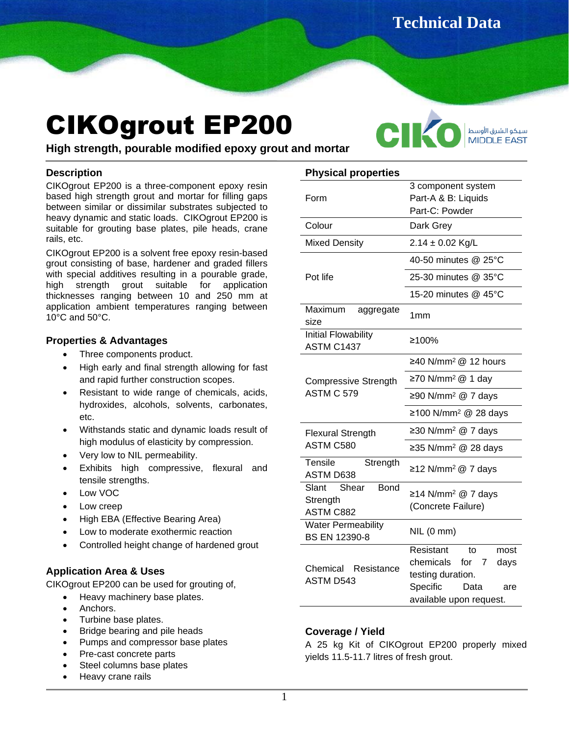# CIKOgrout EP200

**High strength, pourable modified epoxy grout and mortar**

## Description

CIKOgrout EP200 is a three-component epoxy resin based high strength grout and mortar for filling gaps between similar or dissimilar substrates subjected to heavy dynamic and static loads. CIKOgrout EP200 is suitable for grouting base plates, pile heads, crane rails, etc.

CIKOgrout EP200 is a solvent free epoxy resin-based grout consisting of base, hardener and graded fillers with special additives resulting in a pourable grade, high strength grout suitable for application thicknesses ranging between 10 and 250 mm at application ambient temperatures ranging between 10°C and 50°C.

## Properties & Advantages

- Three components product.
- High early and final strength allowing for fast and rapid further construction scopes.
- Resistant to wide range of chemicals, acids, hydroxides, alcohols, solvents, carbonates, etc.
- Withstands static and dynamic loads result of high modulus of elasticity by compression.
- Very low to NIL permeability.
- Exhibits high compressive, flexural and tensile strengths.
- Low VOC
- Low creep
- High EBA (Effective Bearing Area)
- Low to moderate exothermic reaction
- Controlled height change of hardened grout

## Application Area & Uses

CIKOgrout EP200 can be used for grouting of,

- Heavy machinery base plates.
- Anchors.
- Turbine base plates.
- Bridge bearing and pile heads
- Pumps and compressor base plates
- Pre-cast concrete parts
- Steel columns base plates
- Heavy crane rails

## Physical properties

| Property | Value |
|---|---|
| Form | 3 component system<br>Part-A & B: Liquids<br>Part-C: Powder |
| Colour | Dark Grey |
| Mixed Density | 2.14 ± 0.02 Kg/L |
| Pot life | 40-50 minutes @ 25°C |
| | 25-30 minutes @ 35°C |
| | 15-20 minutes @ 45°C |
| Maximum aggregate size | 1mm |
| Initial Flowability ASTM C1437 | ≥100% |
| Compressive Strength ASTM C 579 | ≥40 N/mm² @ 12 hours |
| | ≥70 N/mm² @ 1 day |
| | ≥90 N/mm² @ 7 days |
| | ≥100 N/mm² @ 28 days |
| Flexural Strength ASTM C580 | ≥30 N/mm² @ 7 days |
| | ≥35 N/mm² @ 28 days |
| Tensile Strength ASTM D638 | ≥12 N/mm² @ 7 days |
| Slant Shear Bond Strength ASTM C882 | ≥14 N/mm² @ 7 days (Concrete Failure) |
| Water Permeability BS EN 12390-8 | NIL (0 mm) |
| Chemical Resistance ASTM D543 | Resistant to most chemicals for 7 days testing duration. Specific Data are available upon request. |

## Coverage / Yield

A 25 kg Kit of CIKOgrout EP200 properly mixed yields 11.5-11.7 litres of fresh grout.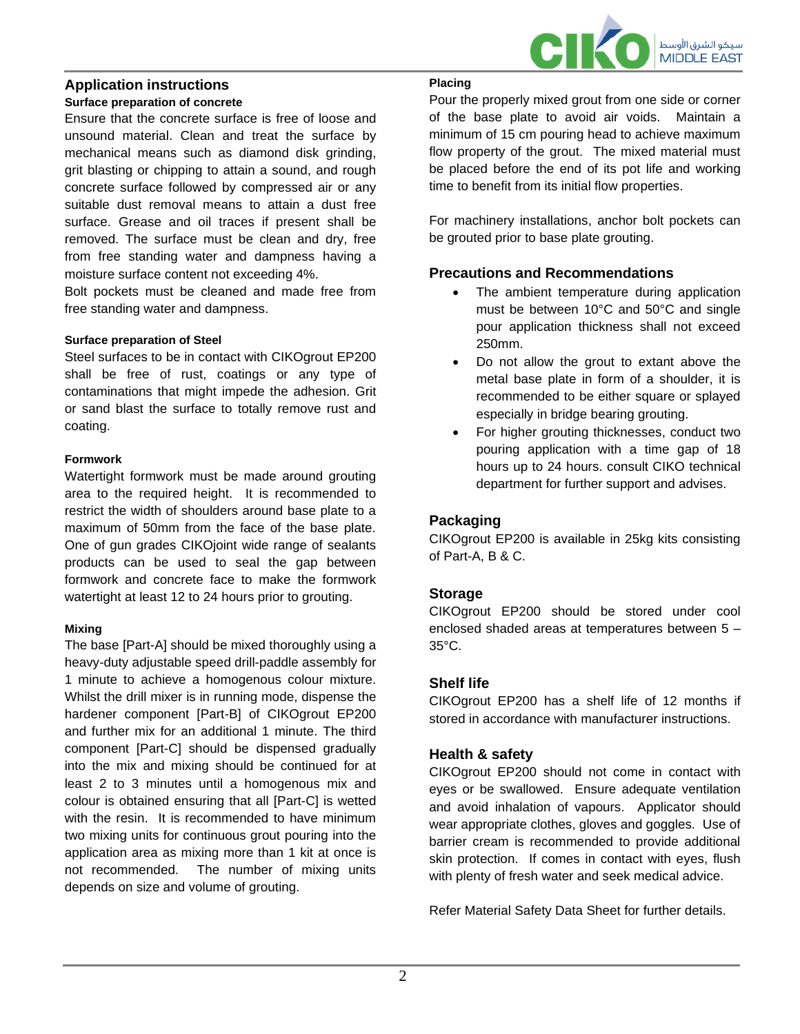## Application instructions

### Surface preparation of concrete

Ensure that the concrete surface is free of loose and unsound material. Clean and treat the surface by mechanical means such as diamond disk grinding, grit blasting or chipping to attain a sound, and rough concrete surface followed by compressed air or any suitable dust removal means to attain a dust free surface. Grease and oil traces if present shall be removed. The surface must be clean and dry, free from free standing water and dampness having a moisture surface content not exceeding 4%.

Bolt pockets must be cleaned and made free from free standing water and dampness.

### Surface preparation of Steel

Steel surfaces to be in contact with CIKOgrout EP200 shall be free of rust, coatings or any type of contaminations that might impede the adhesion. Grit or sand blast the surface to totally remove rust and coating.

### Formwork

Watertight formwork must be made around grouting area to the required height. It is recommended to restrict the width of shoulders around base plate to a maximum of 50mm from the face of the base plate. One of gun grades CIKOjoint wide range of sealants products can be used to seal the gap between formwork and concrete face to make the formwork watertight at least 12 to 24 hours prior to grouting.

### Mixing

The base [Part-A] should be mixed thoroughly using a heavy-duty adjustable speed drill-paddle assembly for 1 minute to achieve a homogenous colour mixture. Whilst the drill mixer is in running mode, dispense the hardener component [Part-B] of CIKOgrout EP200 and further mix for an additional 1 minute. The third component [Part-C] should be dispensed gradually into the mix and mixing should be continued for at least 2 to 3 minutes until a homogenous mix and colour is obtained ensuring that all [Part-C] is wetted with the resin. It is recommended to have minimum two mixing units for continuous grout pouring into the application area as mixing more than 1 kit at once is not recommended. The number of mixing units depends on size and volume of grouting.

### Placing

Pour the properly mixed grout from one side or corner of the base plate to avoid air voids. Maintain a minimum of 15 cm pouring head to achieve maximum flow property of the grout. The mixed material must be placed before the end of its pot life and working time to benefit from its initial flow properties.

For machinery installations, anchor bolt pockets can be grouted prior to base plate grouting.

## Precautions and Recommendations

- The ambient temperature during application must be between 10°C and 50°C and single pour application thickness shall not exceed 250mm.
- Do not allow the grout to extant above the metal base plate in form of a shoulder, it is recommended to be either square or splayed especially in bridge bearing grouting.
- For higher grouting thicknesses, conduct two pouring application with a time gap of 18 hours up to 24 hours. consult CIKO technical department for further support and advises.

## Packaging

CIKOgrout EP200 is available in 25kg kits consisting of Part-A, B & C.

## Storage

CIKOgrout EP200 should be stored under cool enclosed shaded areas at temperatures between 5 – 35°C.

## Shelf life

CIKOgrout EP200 has a shelf life of 12 months if stored in accordance with manufacturer instructions.

## Health & safety

CIKOgrout EP200 should not come in contact with eyes or be swallowed. Ensure adequate ventilation and avoid inhalation of vapours. Applicator should wear appropriate clothes, gloves and goggles. Use of barrier cream is recommended to provide additional skin protection. If comes in contact with eyes, flush with plenty of fresh water and seek medical advice.

Refer Material Safety Data Sheet for further details.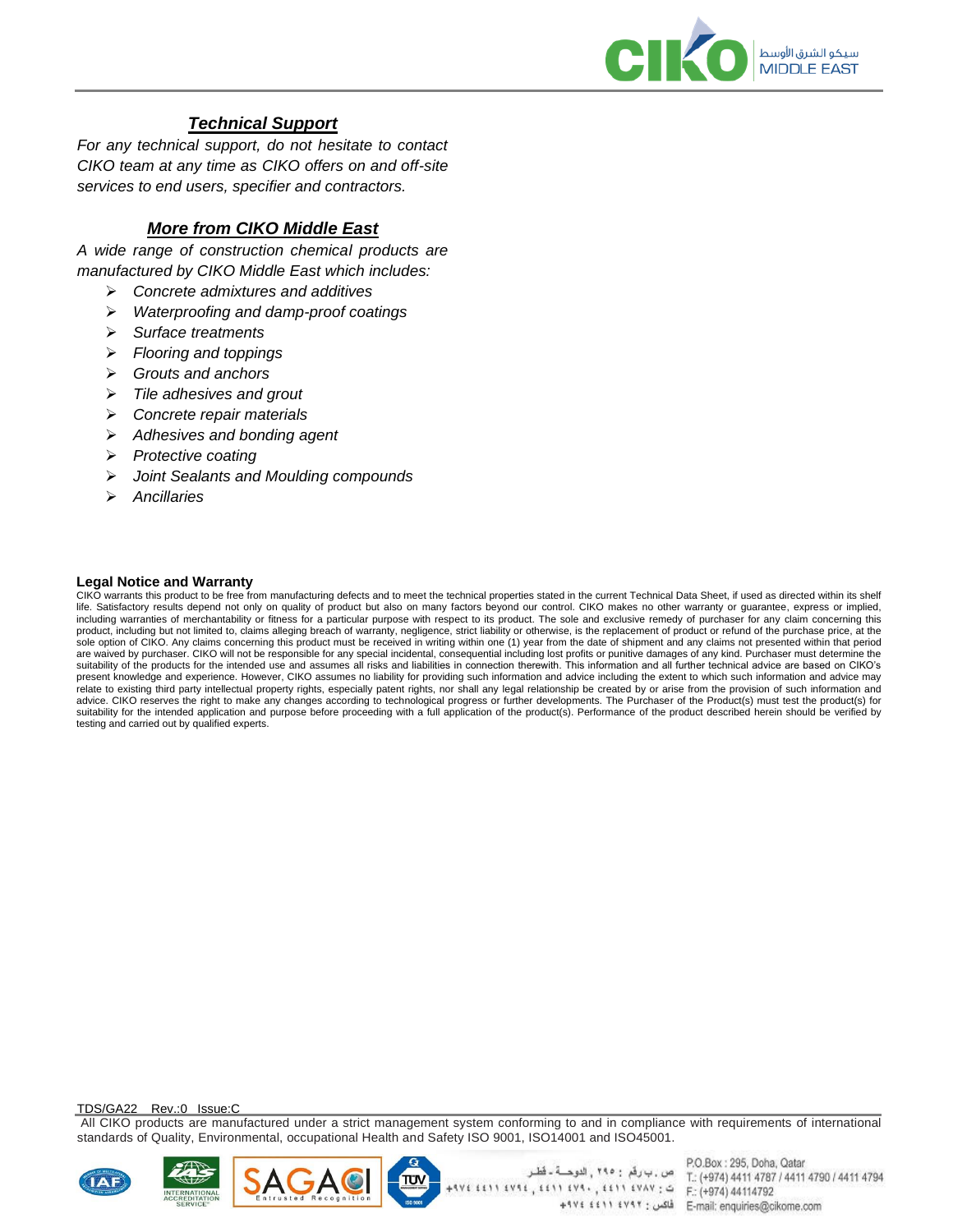## ***Technical Support***

*For any technical support, do not hesitate to contact CIKO team at any time as CIKO offers on and off-site services to end users, specifier and contractors.*

## ***More from CIKO Middle East***

*A wide range of construction chemical products are manufactured by CIKO Middle East which includes:*

- *Concrete admixtures and additives*
- *Waterproofing and damp-proof coatings*
- *Surface treatments*
- *Flooring and toppings*
- *Grouts and anchors*
- *Tile adhesives and grout*
- *Concrete repair materials*
- *Adhesives and bonding agent*
- *Protective coating*
- *Joint Sealants and Moulding compounds*
- *Ancillaries*

**Legal Notice and Warranty**

CIKO warrants this product to be free from manufacturing defects and to meet the technical properties stated in the current Technical Data Sheet, if used as directed within its shelf life. Satisfactory results depend not only on quality of product but also on many factors beyond our control. CIKO makes no other warranty or guarantee, express or implied, including warranties of merchantability or fitness for a particular purpose with respect to its product. The sole and exclusive remedy of purchaser for any claim concerning this product, including but not limited to, claims alleging breach of warranty, negligence, strict liability or otherwise, is the replacement of product or refund of the purchase price, at the sole option of CIKO. Any claims concerning this product must be received in writing within one (1) year from the date of shipment and any claims not presented within that period are waived by purchaser. CIKO will not be responsible for any special incidental, consequential including lost profits or punitive damages of any kind. Purchaser must determine the suitability of the products for the intended use and assumes all risks and liabilities in connection therewith. This information and all further technical advice are based on CIKO's present knowledge and experience. However, CIKO assumes no liability for providing such information and advice including the extent to which such information and advice may relate to existing third party intellectual property rights, especially patent rights, nor shall any legal relationship be created by or arise from the provision of such information and advice. CIKO reserves the right to make any changes according to technological progress or further developments. The Purchaser of the Product(s) must test the product(s) for suitability for the intended application and purpose before proceeding with a full application of the product(s). Performance of the product described herein should be verified by testing and carried out by qualified experts.

TDS/GA22 Rev.:0 Issue:C

All CIKO products are manufactured under a strict management system conforming to and in compliance with requirements of international standards of Quality, Environmental, occupational Health and Safety ISO 9001, ISO14001 and ISO45001.

ص . ب رقم : ٢٩٥ , الدوحـة - قطـر
ت : ٤٤١١٤٧٨٧ , ٤٤١١٤٧٩٠ , ٤٤١١٤٧٩٤ +٩٧٤
فاكس : ٤٤١١٤٧٩٢ +٩٧٤

P.O.Box : 295, Doha, Qatar
T.: (+974) 4411 4787 / 4411 4790 / 4411 4794
F.: (+974) 44114792
E-mail: enquiries@cikome.com